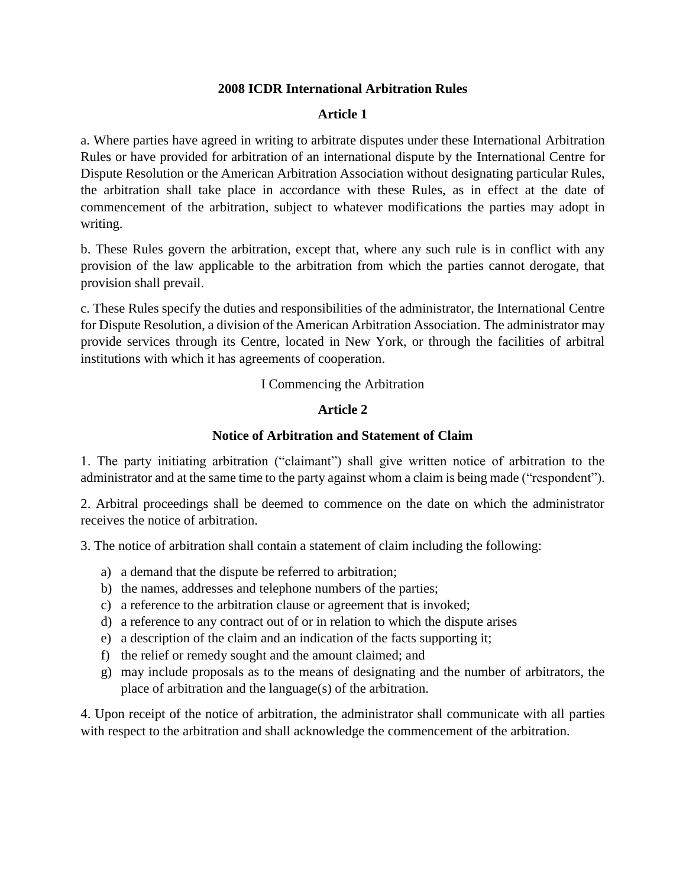# 2008 ICDR International Arbitration Rules

## Article 1

a. Where parties have agreed in writing to arbitrate disputes under these International Arbitration Rules or have provided for arbitration of an international dispute by the International Centre for Dispute Resolution or the American Arbitration Association without designating particular Rules, the arbitration shall take place in accordance with these Rules, as in effect at the date of commencement of the arbitration, subject to whatever modifications the parties may adopt in writing.

b. These Rules govern the arbitration, except that, where any such rule is in conflict with any provision of the law applicable to the arbitration from which the parties cannot derogate, that provision shall prevail.

c. These Rules specify the duties and responsibilities of the administrator, the International Centre for Dispute Resolution, a division of the American Arbitration Association. The administrator may provide services through its Centre, located in New York, or through the facilities of arbitral institutions with which it has agreements of cooperation.

I Commencing the Arbitration

## Article 2

### Notice of Arbitration and Statement of Claim

1. The party initiating arbitration ("claimant") shall give written notice of arbitration to the administrator and at the same time to the party against whom a claim is being made ("respondent").

2. Arbitral proceedings shall be deemed to commence on the date on which the administrator receives the notice of arbitration.

3. The notice of arbitration shall contain a statement of claim including the following:

   a) a demand that the dispute be referred to arbitration;
   b) the names, addresses and telephone numbers of the parties;
   c) a reference to the arbitration clause or agreement that is invoked;
   d) a reference to any contract out of or in relation to which the dispute arises
   e) a description of the claim and an indication of the facts supporting it;
   f) the relief or remedy sought and the amount claimed; and
   g) may include proposals as to the means of designating and the number of arbitrators, the place of arbitration and the language(s) of the arbitration.

4. Upon receipt of the notice of arbitration, the administrator shall communicate with all parties with respect to the arbitration and shall acknowledge the commencement of the arbitration.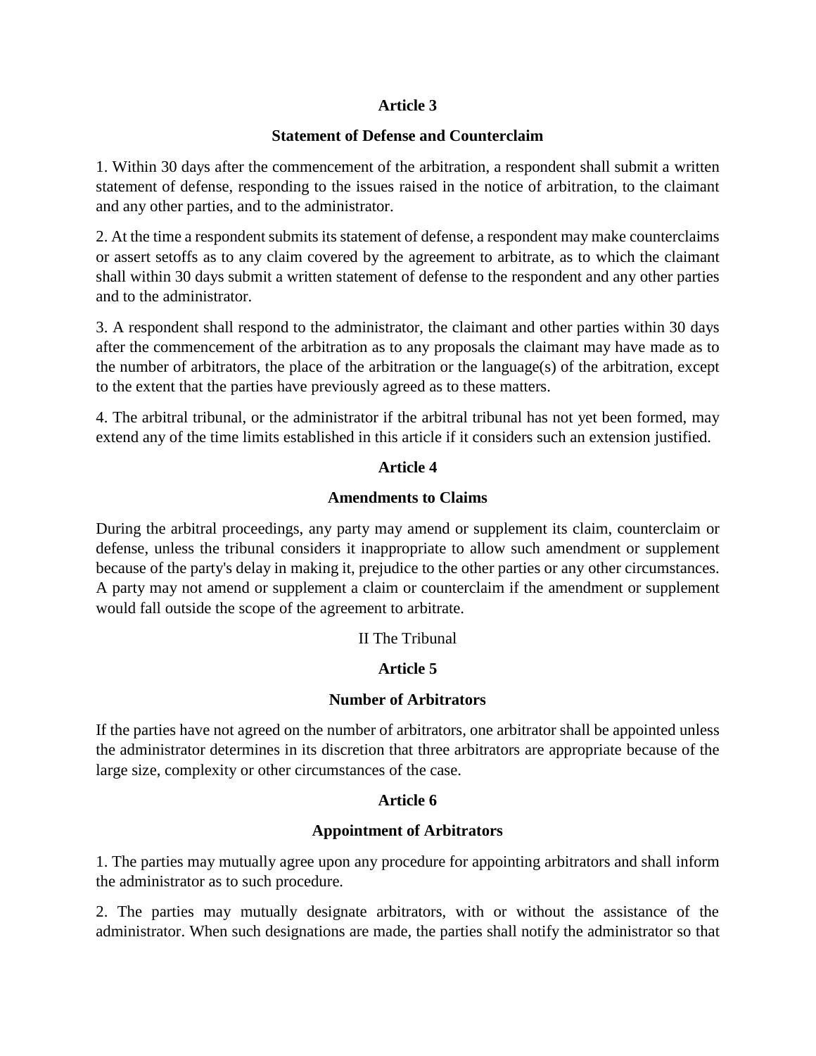**Article 3**

**Statement of Defense and Counterclaim**

1. Within 30 days after the commencement of the arbitration, a respondent shall submit a written statement of defense, responding to the issues raised in the notice of arbitration, to the claimant and any other parties, and to the administrator.

2. At the time a respondent submits its statement of defense, a respondent may make counterclaims or assert setoffs as to any claim covered by the agreement to arbitrate, as to which the claimant shall within 30 days submit a written statement of defense to the respondent and any other parties and to the administrator.

3. A respondent shall respond to the administrator, the claimant and other parties within 30 days after the commencement of the arbitration as to any proposals the claimant may have made as to the number of arbitrators, the place of the arbitration or the language(s) of the arbitration, except to the extent that the parties have previously agreed as to these matters.

4. The arbitral tribunal, or the administrator if the arbitral tribunal has not yet been formed, may extend any of the time limits established in this article if it considers such an extension justified.

**Article 4**

**Amendments to Claims**

During the arbitral proceedings, any party may amend or supplement its claim, counterclaim or defense, unless the tribunal considers it inappropriate to allow such amendment or supplement because of the party's delay in making it, prejudice to the other parties or any other circumstances. A party may not amend or supplement a claim or counterclaim if the amendment or supplement would fall outside the scope of the agreement to arbitrate.

II The Tribunal

**Article 5**

**Number of Arbitrators**

If the parties have not agreed on the number of arbitrators, one arbitrator shall be appointed unless the administrator determines in its discretion that three arbitrators are appropriate because of the large size, complexity or other circumstances of the case.

**Article 6**

**Appointment of Arbitrators**

1. The parties may mutually agree upon any procedure for appointing arbitrators and shall inform the administrator as to such procedure.

2. The parties may mutually designate arbitrators, with or without the assistance of the administrator. When such designations are made, the parties shall notify the administrator so that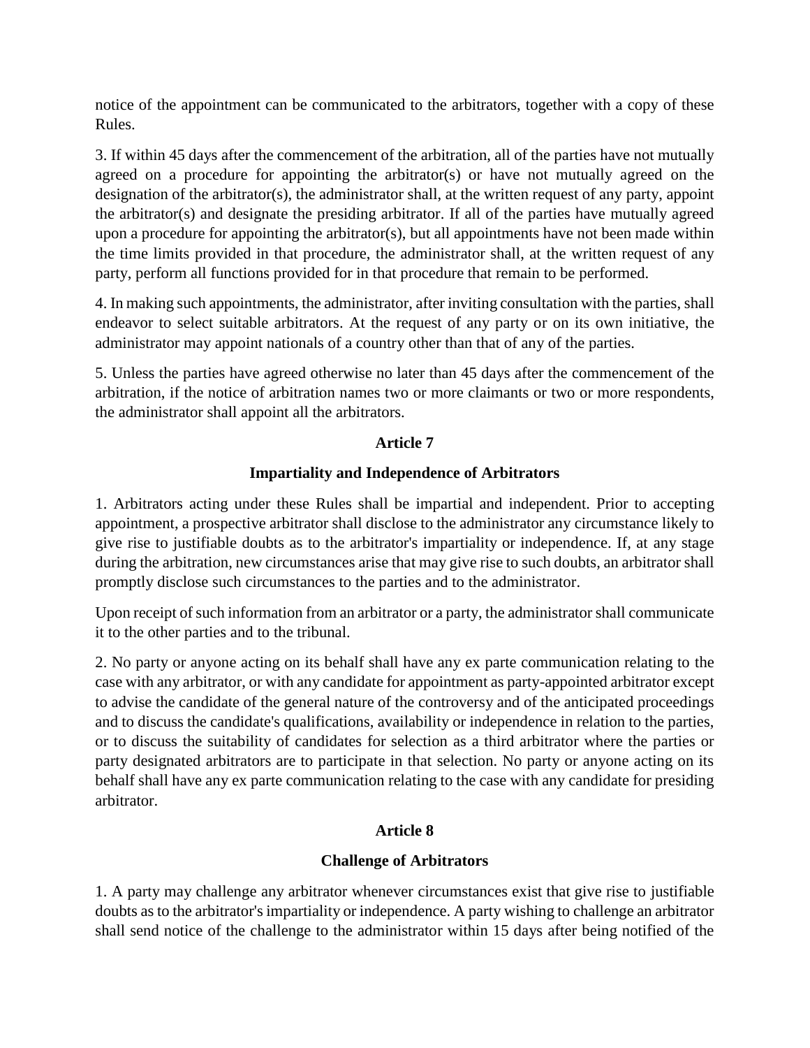notice of the appointment can be communicated to the arbitrators, together with a copy of these Rules.

3. If within 45 days after the commencement of the arbitration, all of the parties have not mutually agreed on a procedure for appointing the arbitrator(s) or have not mutually agreed on the designation of the arbitrator(s), the administrator shall, at the written request of any party, appoint the arbitrator(s) and designate the presiding arbitrator. If all of the parties have mutually agreed upon a procedure for appointing the arbitrator(s), but all appointments have not been made within the time limits provided in that procedure, the administrator shall, at the written request of any party, perform all functions provided for in that procedure that remain to be performed.

4. In making such appointments, the administrator, after inviting consultation with the parties, shall endeavor to select suitable arbitrators. At the request of any party or on its own initiative, the administrator may appoint nationals of a country other than that of any of the parties.

5. Unless the parties have agreed otherwise no later than 45 days after the commencement of the arbitration, if the notice of arbitration names two or more claimants or two or more respondents, the administrator shall appoint all the arbitrators.

## Article 7

## Impartiality and Independence of Arbitrators

1. Arbitrators acting under these Rules shall be impartial and independent. Prior to accepting appointment, a prospective arbitrator shall disclose to the administrator any circumstance likely to give rise to justifiable doubts as to the arbitrator's impartiality or independence. If, at any stage during the arbitration, new circumstances arise that may give rise to such doubts, an arbitrator shall promptly disclose such circumstances to the parties and to the administrator.

Upon receipt of such information from an arbitrator or a party, the administrator shall communicate it to the other parties and to the tribunal.

2. No party or anyone acting on its behalf shall have any ex parte communication relating to the case with any arbitrator, or with any candidate for appointment as party-appointed arbitrator except to advise the candidate of the general nature of the controversy and of the anticipated proceedings and to discuss the candidate's qualifications, availability or independence in relation to the parties, or to discuss the suitability of candidates for selection as a third arbitrator where the parties or party designated arbitrators are to participate in that selection. No party or anyone acting on its behalf shall have any ex parte communication relating to the case with any candidate for presiding arbitrator.

## Article 8

## Challenge of Arbitrators

1. A party may challenge any arbitrator whenever circumstances exist that give rise to justifiable doubts as to the arbitrator's impartiality or independence. A party wishing to challenge an arbitrator shall send notice of the challenge to the administrator within 15 days after being notified of the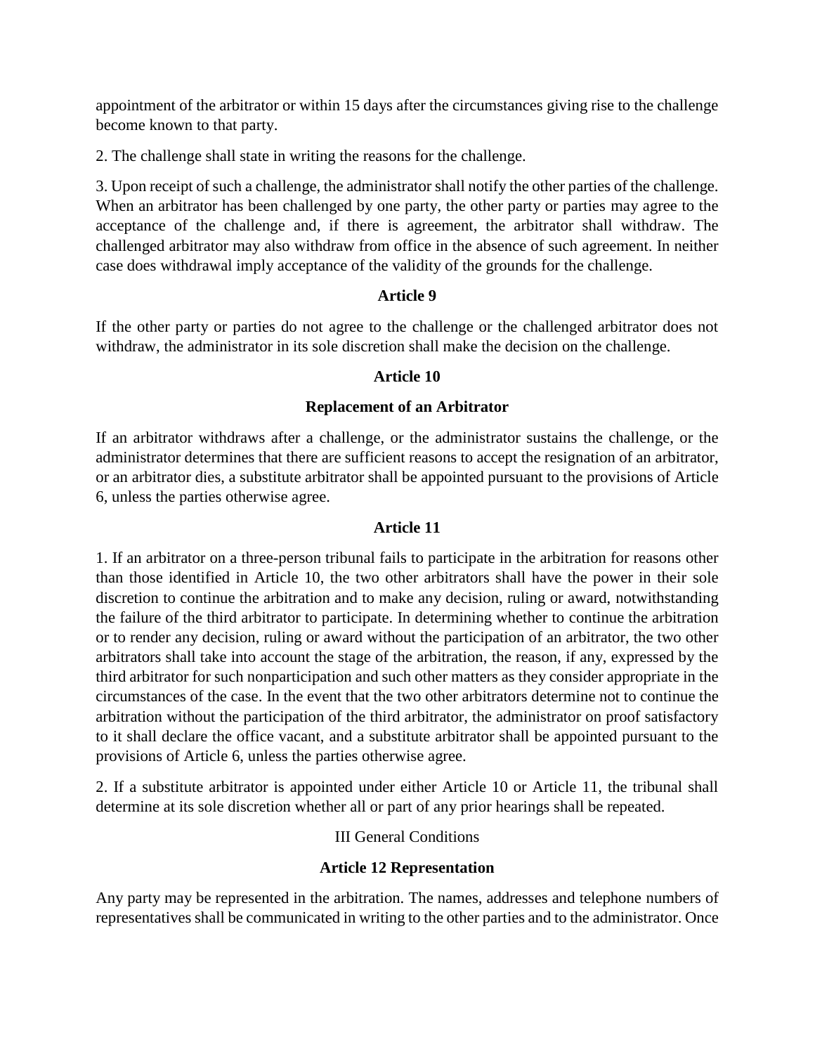appointment of the arbitrator or within 15 days after the circumstances giving rise to the challenge become known to that party.

2. The challenge shall state in writing the reasons for the challenge.

3. Upon receipt of such a challenge, the administrator shall notify the other parties of the challenge. When an arbitrator has been challenged by one party, the other party or parties may agree to the acceptance of the challenge and, if there is agreement, the arbitrator shall withdraw. The challenged arbitrator may also withdraw from office in the absence of such agreement. In neither case does withdrawal imply acceptance of the validity of the grounds for the challenge.

**Article 9**

If the other party or parties do not agree to the challenge or the challenged arbitrator does not withdraw, the administrator in its sole discretion shall make the decision on the challenge.

**Article 10**

**Replacement of an Arbitrator**

If an arbitrator withdraws after a challenge, or the administrator sustains the challenge, or the administrator determines that there are sufficient reasons to accept the resignation of an arbitrator, or an arbitrator dies, a substitute arbitrator shall be appointed pursuant to the provisions of Article 6, unless the parties otherwise agree.

**Article 11**

1. If an arbitrator on a three-person tribunal fails to participate in the arbitration for reasons other than those identified in Article 10, the two other arbitrators shall have the power in their sole discretion to continue the arbitration and to make any decision, ruling or award, notwithstanding the failure of the third arbitrator to participate. In determining whether to continue the arbitration or to render any decision, ruling or award without the participation of an arbitrator, the two other arbitrators shall take into account the stage of the arbitration, the reason, if any, expressed by the third arbitrator for such nonparticipation and such other matters as they consider appropriate in the circumstances of the case. In the event that the two other arbitrators determine not to continue the arbitration without the participation of the third arbitrator, the administrator on proof satisfactory to it shall declare the office vacant, and a substitute arbitrator shall be appointed pursuant to the provisions of Article 6, unless the parties otherwise agree.

2. If a substitute arbitrator is appointed under either Article 10 or Article 11, the tribunal shall determine at its sole discretion whether all or part of any prior hearings shall be repeated.

III General Conditions

**Article 12 Representation**

Any party may be represented in the arbitration. The names, addresses and telephone numbers of representatives shall be communicated in writing to the other parties and to the administrator. Once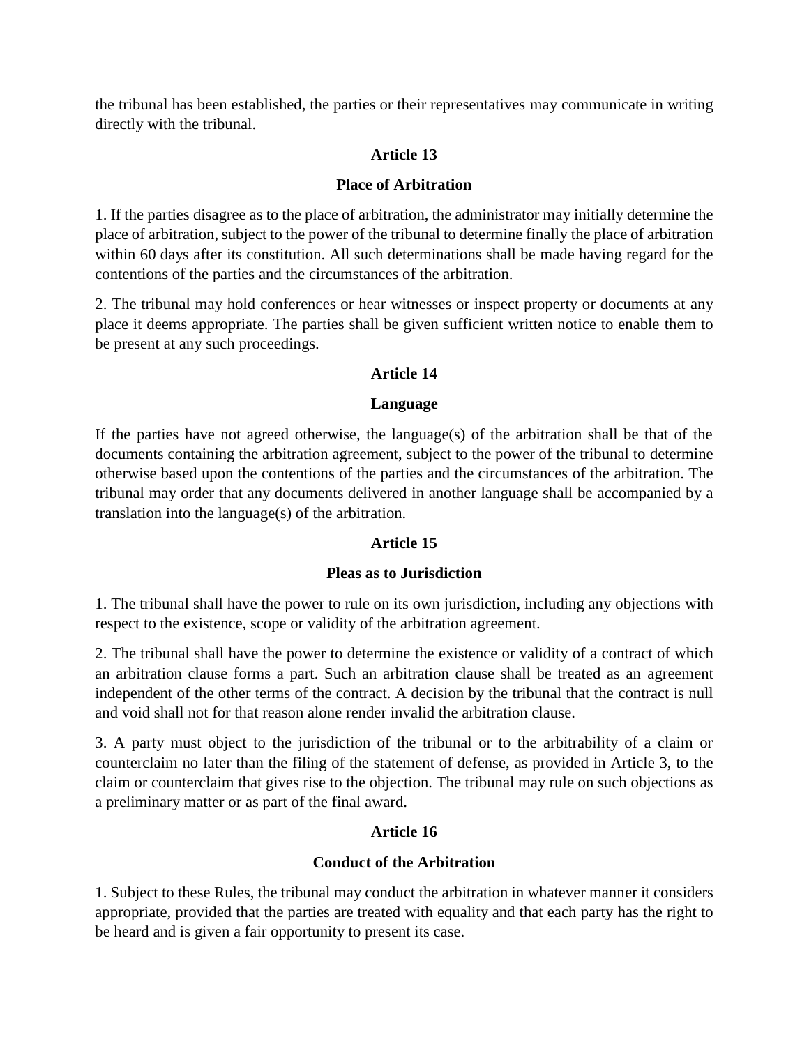the tribunal has been established, the parties or their representatives may communicate in writing directly with the tribunal.

## Article 13

## Place of Arbitration

1. If the parties disagree as to the place of arbitration, the administrator may initially determine the place of arbitration, subject to the power of the tribunal to determine finally the place of arbitration within 60 days after its constitution. All such determinations shall be made having regard for the contentions of the parties and the circumstances of the arbitration.

2. The tribunal may hold conferences or hear witnesses or inspect property or documents at any place it deems appropriate. The parties shall be given sufficient written notice to enable them to be present at any such proceedings.

## Article 14

## Language

If the parties have not agreed otherwise, the language(s) of the arbitration shall be that of the documents containing the arbitration agreement, subject to the power of the tribunal to determine otherwise based upon the contentions of the parties and the circumstances of the arbitration. The tribunal may order that any documents delivered in another language shall be accompanied by a translation into the language(s) of the arbitration.

## Article 15

## Pleas as to Jurisdiction

1. The tribunal shall have the power to rule on its own jurisdiction, including any objections with respect to the existence, scope or validity of the arbitration agreement.

2. The tribunal shall have the power to determine the existence or validity of a contract of which an arbitration clause forms a part. Such an arbitration clause shall be treated as an agreement independent of the other terms of the contract. A decision by the tribunal that the contract is null and void shall not for that reason alone render invalid the arbitration clause.

3. A party must object to the jurisdiction of the tribunal or to the arbitrability of a claim or counterclaim no later than the filing of the statement of defense, as provided in Article 3, to the claim or counterclaim that gives rise to the objection. The tribunal may rule on such objections as a preliminary matter or as part of the final award.

## Article 16

## Conduct of the Arbitration

1. Subject to these Rules, the tribunal may conduct the arbitration in whatever manner it considers appropriate, provided that the parties are treated with equality and that each party has the right to be heard and is given a fair opportunity to present its case.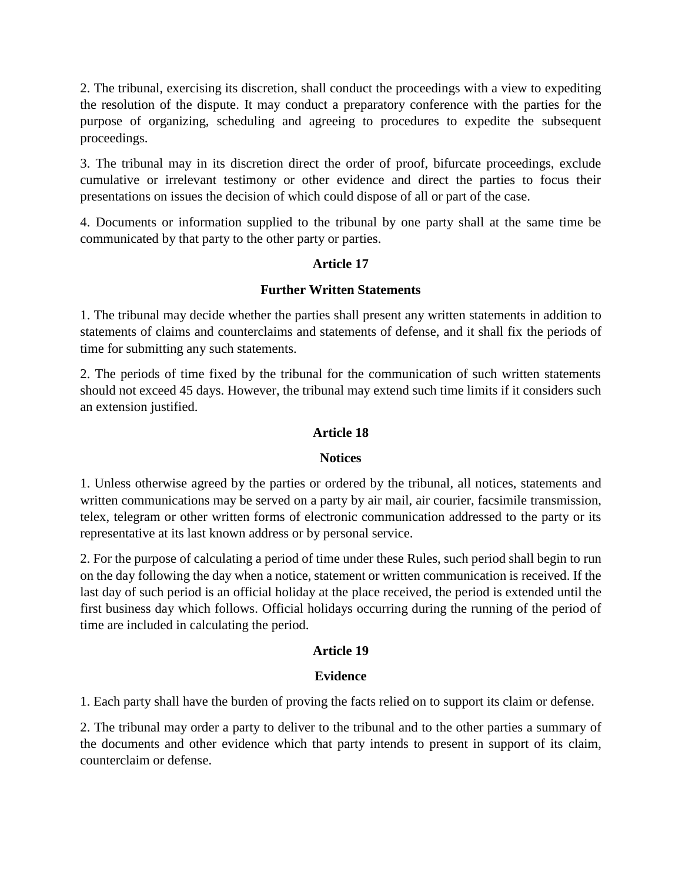2. The tribunal, exercising its discretion, shall conduct the proceedings with a view to expediting the resolution of the dispute. It may conduct a preparatory conference with the parties for the purpose of organizing, scheduling and agreeing to procedures to expedite the subsequent proceedings.

3. The tribunal may in its discretion direct the order of proof, bifurcate proceedings, exclude cumulative or irrelevant testimony or other evidence and direct the parties to focus their presentations on issues the decision of which could dispose of all or part of the case.

4. Documents or information supplied to the tribunal by one party shall at the same time be communicated by that party to the other party or parties.

**Article 17**

**Further Written Statements**

1. The tribunal may decide whether the parties shall present any written statements in addition to statements of claims and counterclaims and statements of defense, and it shall fix the periods of time for submitting any such statements.

2. The periods of time fixed by the tribunal for the communication of such written statements should not exceed 45 days. However, the tribunal may extend such time limits if it considers such an extension justified.

**Article 18**

**Notices**

1. Unless otherwise agreed by the parties or ordered by the tribunal, all notices, statements and written communications may be served on a party by air mail, air courier, facsimile transmission, telex, telegram or other written forms of electronic communication addressed to the party or its representative at its last known address or by personal service.

2. For the purpose of calculating a period of time under these Rules, such period shall begin to run on the day following the day when a notice, statement or written communication is received. If the last day of such period is an official holiday at the place received, the period is extended until the first business day which follows. Official holidays occurring during the running of the period of time are included in calculating the period.

**Article 19**

**Evidence**

1. Each party shall have the burden of proving the facts relied on to support its claim or defense.

2. The tribunal may order a party to deliver to the tribunal and to the other parties a summary of the documents and other evidence which that party intends to present in support of its claim, counterclaim or defense.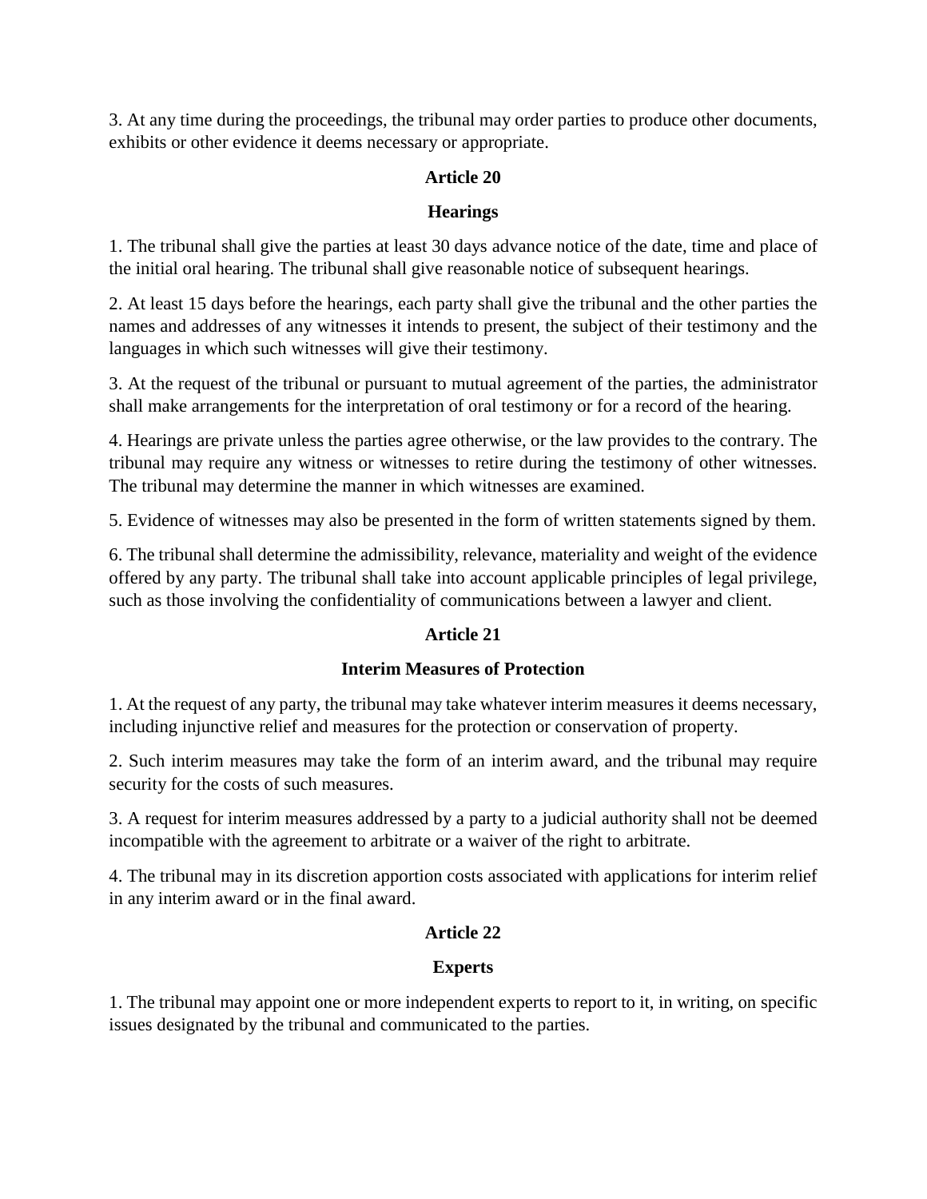3. At any time during the proceedings, the tribunal may order parties to produce other documents, exhibits or other evidence it deems necessary or appropriate.

## Article 20

## Hearings

1. The tribunal shall give the parties at least 30 days advance notice of the date, time and place of the initial oral hearing. The tribunal shall give reasonable notice of subsequent hearings.

2. At least 15 days before the hearings, each party shall give the tribunal and the other parties the names and addresses of any witnesses it intends to present, the subject of their testimony and the languages in which such witnesses will give their testimony.

3. At the request of the tribunal or pursuant to mutual agreement of the parties, the administrator shall make arrangements for the interpretation of oral testimony or for a record of the hearing.

4. Hearings are private unless the parties agree otherwise, or the law provides to the contrary. The tribunal may require any witness or witnesses to retire during the testimony of other witnesses. The tribunal may determine the manner in which witnesses are examined.

5. Evidence of witnesses may also be presented in the form of written statements signed by them.

6. The tribunal shall determine the admissibility, relevance, materiality and weight of the evidence offered by any party. The tribunal shall take into account applicable principles of legal privilege, such as those involving the confidentiality of communications between a lawyer and client.

## Article 21

## Interim Measures of Protection

1. At the request of any party, the tribunal may take whatever interim measures it deems necessary, including injunctive relief and measures for the protection or conservation of property.

2. Such interim measures may take the form of an interim award, and the tribunal may require security for the costs of such measures.

3. A request for interim measures addressed by a party to a judicial authority shall not be deemed incompatible with the agreement to arbitrate or a waiver of the right to arbitrate.

4. The tribunal may in its discretion apportion costs associated with applications for interim relief in any interim award or in the final award.

## Article 22

## Experts

1. The tribunal may appoint one or more independent experts to report to it, in writing, on specific issues designated by the tribunal and communicated to the parties.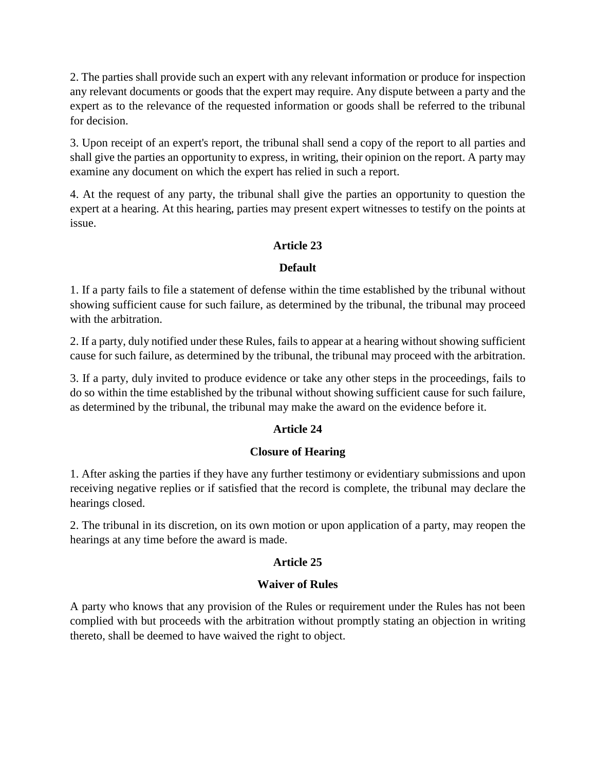2. The parties shall provide such an expert with any relevant information or produce for inspection any relevant documents or goods that the expert may require. Any dispute between a party and the expert as to the relevance of the requested information or goods shall be referred to the tribunal for decision.

3. Upon receipt of an expert's report, the tribunal shall send a copy of the report to all parties and shall give the parties an opportunity to express, in writing, their opinion on the report. A party may examine any document on which the expert has relied in such a report.

4. At the request of any party, the tribunal shall give the parties an opportunity to question the expert at a hearing. At this hearing, parties may present expert witnesses to testify on the points at issue.

## Article 23

## Default

1. If a party fails to file a statement of defense within the time established by the tribunal without showing sufficient cause for such failure, as determined by the tribunal, the tribunal may proceed with the arbitration.

2. If a party, duly notified under these Rules, fails to appear at a hearing without showing sufficient cause for such failure, as determined by the tribunal, the tribunal may proceed with the arbitration.

3. If a party, duly invited to produce evidence or take any other steps in the proceedings, fails to do so within the time established by the tribunal without showing sufficient cause for such failure, as determined by the tribunal, the tribunal may make the award on the evidence before it.

## Article 24

## Closure of Hearing

1. After asking the parties if they have any further testimony or evidentiary submissions and upon receiving negative replies or if satisfied that the record is complete, the tribunal may declare the hearings closed.

2. The tribunal in its discretion, on its own motion or upon application of a party, may reopen the hearings at any time before the award is made.

## Article 25

## Waiver of Rules

A party who knows that any provision of the Rules or requirement under the Rules has not been complied with but proceeds with the arbitration without promptly stating an objection in writing thereto, shall be deemed to have waived the right to object.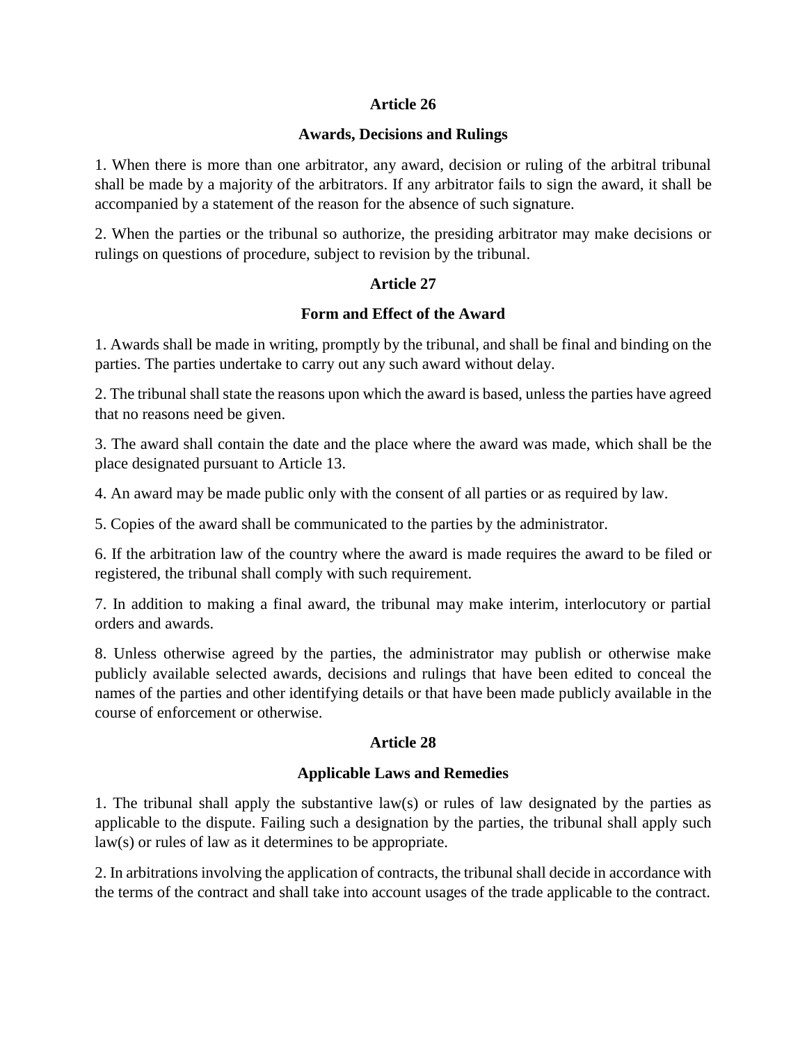## Article 26

## Awards, Decisions and Rulings

1. When there is more than one arbitrator, any award, decision or ruling of the arbitral tribunal shall be made by a majority of the arbitrators. If any arbitrator fails to sign the award, it shall be accompanied by a statement of the reason for the absence of such signature.

2. When the parties or the tribunal so authorize, the presiding arbitrator may make decisions or rulings on questions of procedure, subject to revision by the tribunal.

## Article 27

## Form and Effect of the Award

1. Awards shall be made in writing, promptly by the tribunal, and shall be final and binding on the parties. The parties undertake to carry out any such award without delay.

2. The tribunal shall state the reasons upon which the award is based, unless the parties have agreed that no reasons need be given.

3. The award shall contain the date and the place where the award was made, which shall be the place designated pursuant to Article 13.

4. An award may be made public only with the consent of all parties or as required by law.

5. Copies of the award shall be communicated to the parties by the administrator.

6. If the arbitration law of the country where the award is made requires the award to be filed or registered, the tribunal shall comply with such requirement.

7. In addition to making a final award, the tribunal may make interim, interlocutory or partial orders and awards.

8. Unless otherwise agreed by the parties, the administrator may publish or otherwise make publicly available selected awards, decisions and rulings that have been edited to conceal the names of the parties and other identifying details or that have been made publicly available in the course of enforcement or otherwise.

## Article 28

## Applicable Laws and Remedies

1. The tribunal shall apply the substantive law(s) or rules of law designated by the parties as applicable to the dispute. Failing such a designation by the parties, the tribunal shall apply such law(s) or rules of law as it determines to be appropriate.

2. In arbitrations involving the application of contracts, the tribunal shall decide in accordance with the terms of the contract and shall take into account usages of the trade applicable to the contract.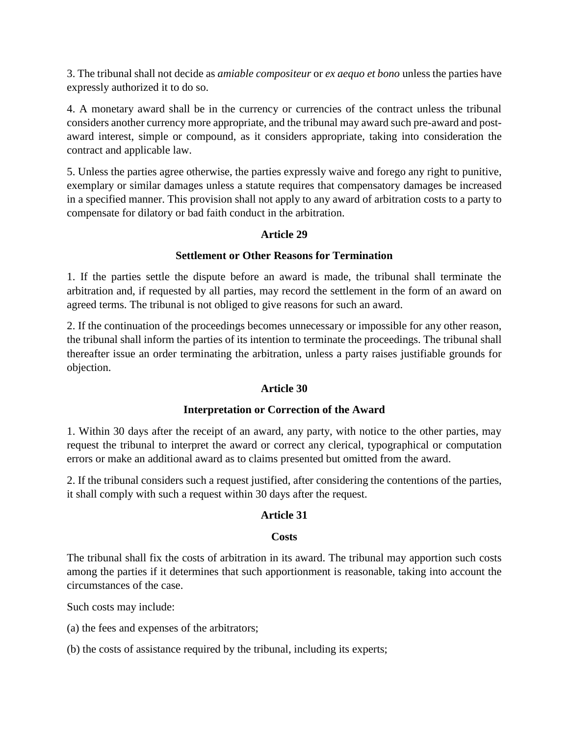3. The tribunal shall not decide as *amiable compositeur* or *ex aequo et bono* unless the parties have expressly authorized it to do so.

4. A monetary award shall be in the currency or currencies of the contract unless the tribunal considers another currency more appropriate, and the tribunal may award such pre-award and post-award interest, simple or compound, as it considers appropriate, taking into consideration the contract and applicable law.

5. Unless the parties agree otherwise, the parties expressly waive and forego any right to punitive, exemplary or similar damages unless a statute requires that compensatory damages be increased in a specified manner. This provision shall not apply to any award of arbitration costs to a party to compensate for dilatory or bad faith conduct in the arbitration.

## Article 29

### Settlement or Other Reasons for Termination

1. If the parties settle the dispute before an award is made, the tribunal shall terminate the arbitration and, if requested by all parties, may record the settlement in the form of an award on agreed terms. The tribunal is not obliged to give reasons for such an award.

2. If the continuation of the proceedings becomes unnecessary or impossible for any other reason, the tribunal shall inform the parties of its intention to terminate the proceedings. The tribunal shall thereafter issue an order terminating the arbitration, unless a party raises justifiable grounds for objection.

## Article 30

### Interpretation or Correction of the Award

1. Within 30 days after the receipt of an award, any party, with notice to the other parties, may request the tribunal to interpret the award or correct any clerical, typographical or computation errors or make an additional award as to claims presented but omitted from the award.

2. If the tribunal considers such a request justified, after considering the contentions of the parties, it shall comply with such a request within 30 days after the request.

## Article 31

### Costs

The tribunal shall fix the costs of arbitration in its award. The tribunal may apportion such costs among the parties if it determines that such apportionment is reasonable, taking into account the circumstances of the case.

Such costs may include:

(a) the fees and expenses of the arbitrators;

(b) the costs of assistance required by the tribunal, including its experts;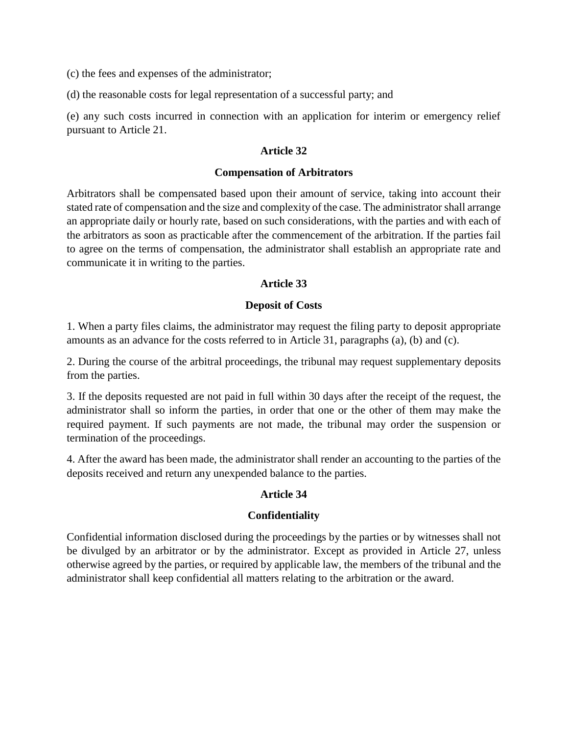(c) the fees and expenses of the administrator;

(d) the reasonable costs for legal representation of a successful party; and

(e) any such costs incurred in connection with an application for interim or emergency relief pursuant to Article 21.

**Article 32**

**Compensation of Arbitrators**

Arbitrators shall be compensated based upon their amount of service, taking into account their stated rate of compensation and the size and complexity of the case. The administrator shall arrange an appropriate daily or hourly rate, based on such considerations, with the parties and with each of the arbitrators as soon as practicable after the commencement of the arbitration. If the parties fail to agree on the terms of compensation, the administrator shall establish an appropriate rate and communicate it in writing to the parties.

**Article 33**

**Deposit of Costs**

1. When a party files claims, the administrator may request the filing party to deposit appropriate amounts as an advance for the costs referred to in Article 31, paragraphs (a), (b) and (c).

2. During the course of the arbitral proceedings, the tribunal may request supplementary deposits from the parties.

3. If the deposits requested are not paid in full within 30 days after the receipt of the request, the administrator shall so inform the parties, in order that one or the other of them may make the required payment. If such payments are not made, the tribunal may order the suspension or termination of the proceedings.

4. After the award has been made, the administrator shall render an accounting to the parties of the deposits received and return any unexpended balance to the parties.

**Article 34**

**Confidentiality**

Confidential information disclosed during the proceedings by the parties or by witnesses shall not be divulged by an arbitrator or by the administrator. Except as provided in Article 27, unless otherwise agreed by the parties, or required by applicable law, the members of the tribunal and the administrator shall keep confidential all matters relating to the arbitration or the award.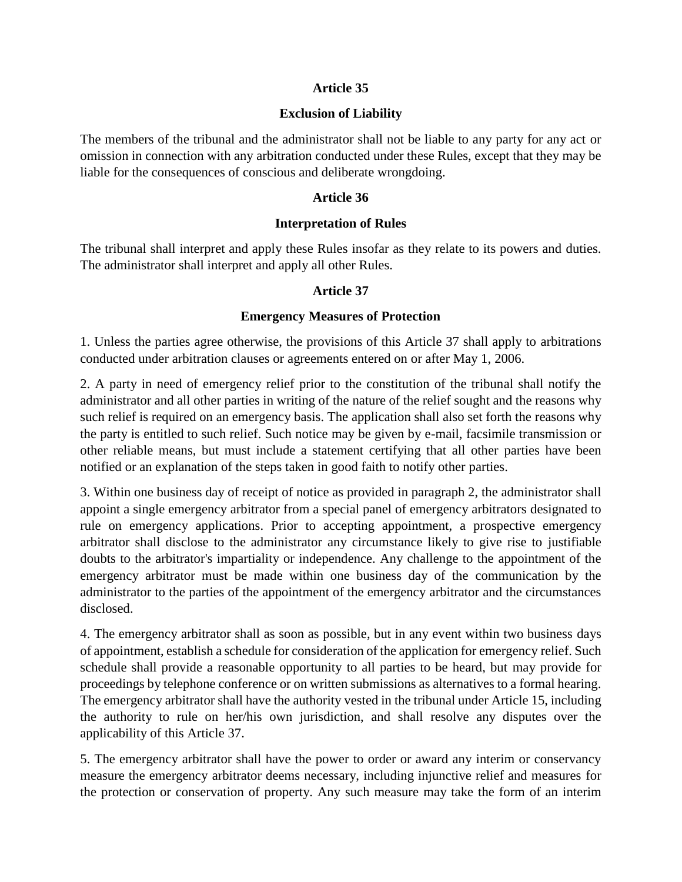## Article 35

### Exclusion of Liability

The members of the tribunal and the administrator shall not be liable to any party for any act or omission in connection with any arbitration conducted under these Rules, except that they may be liable for the consequences of conscious and deliberate wrongdoing.

## Article 36

### Interpretation of Rules

The tribunal shall interpret and apply these Rules insofar as they relate to its powers and duties. The administrator shall interpret and apply all other Rules.

## Article 37

### Emergency Measures of Protection

1. Unless the parties agree otherwise, the provisions of this Article 37 shall apply to arbitrations conducted under arbitration clauses or agreements entered on or after May 1, 2006.

2. A party in need of emergency relief prior to the constitution of the tribunal shall notify the administrator and all other parties in writing of the nature of the relief sought and the reasons why such relief is required on an emergency basis. The application shall also set forth the reasons why the party is entitled to such relief. Such notice may be given by e-mail, facsimile transmission or other reliable means, but must include a statement certifying that all other parties have been notified or an explanation of the steps taken in good faith to notify other parties.

3. Within one business day of receipt of notice as provided in paragraph 2, the administrator shall appoint a single emergency arbitrator from a special panel of emergency arbitrators designated to rule on emergency applications. Prior to accepting appointment, a prospective emergency arbitrator shall disclose to the administrator any circumstance likely to give rise to justifiable doubts to the arbitrator's impartiality or independence. Any challenge to the appointment of the emergency arbitrator must be made within one business day of the communication by the administrator to the parties of the appointment of the emergency arbitrator and the circumstances disclosed.

4. The emergency arbitrator shall as soon as possible, but in any event within two business days of appointment, establish a schedule for consideration of the application for emergency relief. Such schedule shall provide a reasonable opportunity to all parties to be heard, but may provide for proceedings by telephone conference or on written submissions as alternatives to a formal hearing. The emergency arbitrator shall have the authority vested in the tribunal under Article 15, including the authority to rule on her/his own jurisdiction, and shall resolve any disputes over the applicability of this Article 37.

5. The emergency arbitrator shall have the power to order or award any interim or conservancy measure the emergency arbitrator deems necessary, including injunctive relief and measures for the protection or conservation of property. Any such measure may take the form of an interim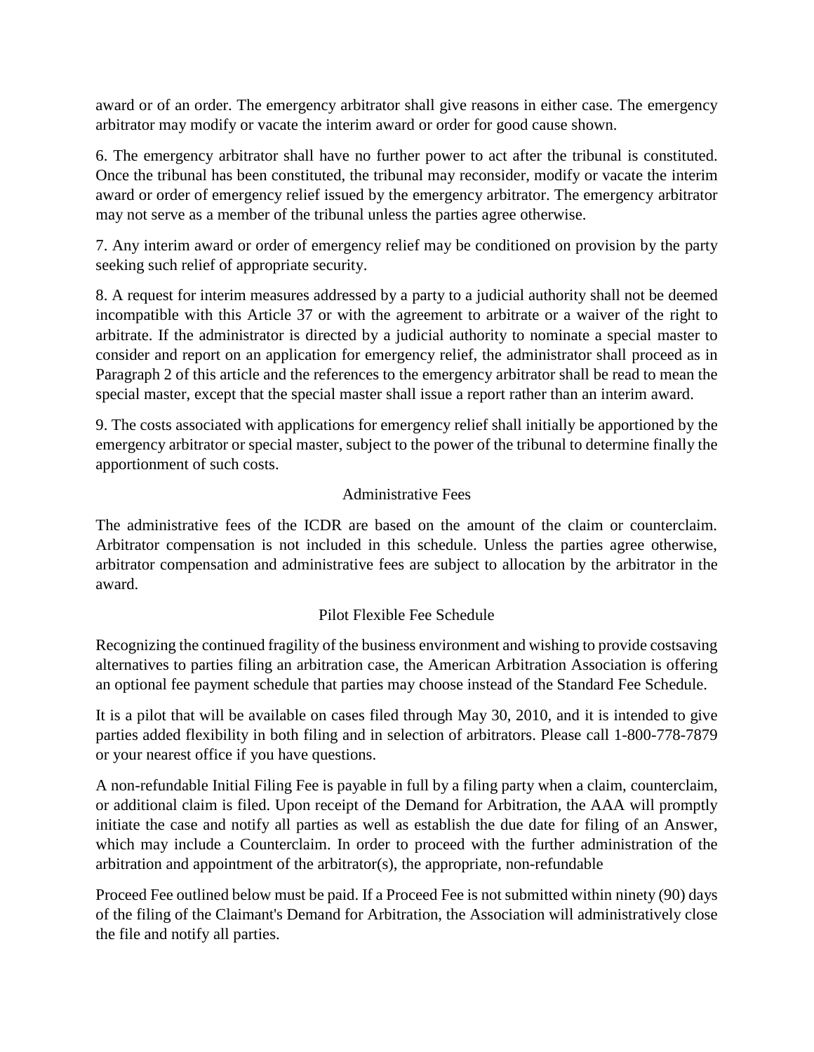award or of an order. The emergency arbitrator shall give reasons in either case. The emergency arbitrator may modify or vacate the interim award or order for good cause shown.

6. The emergency arbitrator shall have no further power to act after the tribunal is constituted. Once the tribunal has been constituted, the tribunal may reconsider, modify or vacate the interim award or order of emergency relief issued by the emergency arbitrator. The emergency arbitrator may not serve as a member of the tribunal unless the parties agree otherwise.

7. Any interim award or order of emergency relief may be conditioned on provision by the party seeking such relief of appropriate security.

8. A request for interim measures addressed by a party to a judicial authority shall not be deemed incompatible with this Article 37 or with the agreement to arbitrate or a waiver of the right to arbitrate. If the administrator is directed by a judicial authority to nominate a special master to consider and report on an application for emergency relief, the administrator shall proceed as in Paragraph 2 of this article and the references to the emergency arbitrator shall be read to mean the special master, except that the special master shall issue a report rather than an interim award.

9. The costs associated with applications for emergency relief shall initially be apportioned by the emergency arbitrator or special master, subject to the power of the tribunal to determine finally the apportionment of such costs.

## Administrative Fees

The administrative fees of the ICDR are based on the amount of the claim or counterclaim. Arbitrator compensation is not included in this schedule. Unless the parties agree otherwise, arbitrator compensation and administrative fees are subject to allocation by the arbitrator in the award.

## Pilot Flexible Fee Schedule

Recognizing the continued fragility of the business environment and wishing to provide costsaving alternatives to parties filing an arbitration case, the American Arbitration Association is offering an optional fee payment schedule that parties may choose instead of the Standard Fee Schedule.

It is a pilot that will be available on cases filed through May 30, 2010, and it is intended to give parties added flexibility in both filing and in selection of arbitrators. Please call 1-800-778-7879 or your nearest office if you have questions.

A non-refundable Initial Filing Fee is payable in full by a filing party when a claim, counterclaim, or additional claim is filed. Upon receipt of the Demand for Arbitration, the AAA will promptly initiate the case and notify all parties as well as establish the due date for filing of an Answer, which may include a Counterclaim. In order to proceed with the further administration of the arbitration and appointment of the arbitrator(s), the appropriate, non-refundable

Proceed Fee outlined below must be paid. If a Proceed Fee is not submitted within ninety (90) days of the filing of the Claimant's Demand for Arbitration, the Association will administratively close the file and notify all parties.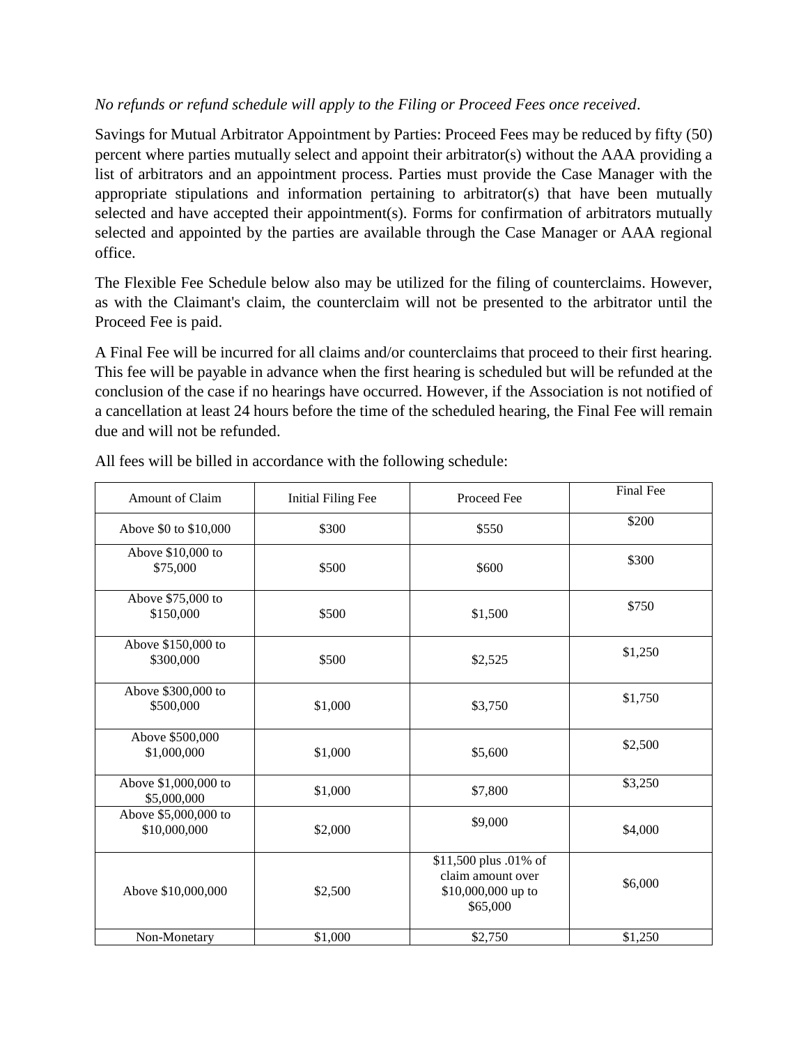*No refunds or refund schedule will apply to the Filing or Proceed Fees once received*.

Savings for Mutual Arbitrator Appointment by Parties: Proceed Fees may be reduced by fifty (50) percent where parties mutually select and appoint their arbitrator(s) without the AAA providing a list of arbitrators and an appointment process. Parties must provide the Case Manager with the appropriate stipulations and information pertaining to arbitrator(s) that have been mutually selected and have accepted their appointment(s). Forms for confirmation of arbitrators mutually selected and appointed by the parties are available through the Case Manager or AAA regional office.

The Flexible Fee Schedule below also may be utilized for the filing of counterclaims. However, as with the Claimant's claim, the counterclaim will not be presented to the arbitrator until the Proceed Fee is paid.

A Final Fee will be incurred for all claims and/or counterclaims that proceed to their first hearing. This fee will be payable in advance when the first hearing is scheduled but will be refunded at the conclusion of the case if no hearings have occurred. However, if the Association is not notified of a cancellation at least 24 hours before the time of the scheduled hearing, the Final Fee will remain due and will not be refunded.

All fees will be billed in accordance with the following schedule:

| Amount of Claim | Initial Filing Fee | Proceed Fee | Final Fee |
|---|---|---|---|
| Above $0 to $10,000 | $300 | $550 | $200 |
| Above $10,000 to $75,000 | $500 | $600 | $300 |
| Above $75,000 to $150,000 | $500 | $1,500 | $750 |
| Above $150,000 to $300,000 | $500 | $2,525 | $1,250 |
| Above $300,000 to $500,000 | $1,000 | $3,750 | $1,750 |
| Above $500,000 $1,000,000 | $1,000 | $5,600 | $2,500 |
| Above $1,000,000 to $5,000,000 | $1,000 | $7,800 | $3,250 |
| Above $5,000,000 to $10,000,000 | $2,000 | $9,000 | $4,000 |
| Above $10,000,000 | $2,500 | $11,500 plus .01% of claim amount over $10,000,000 up to $65,000 | $6,000 |
| Non-Monetary | $1,000 | $2,750 | $1,250 |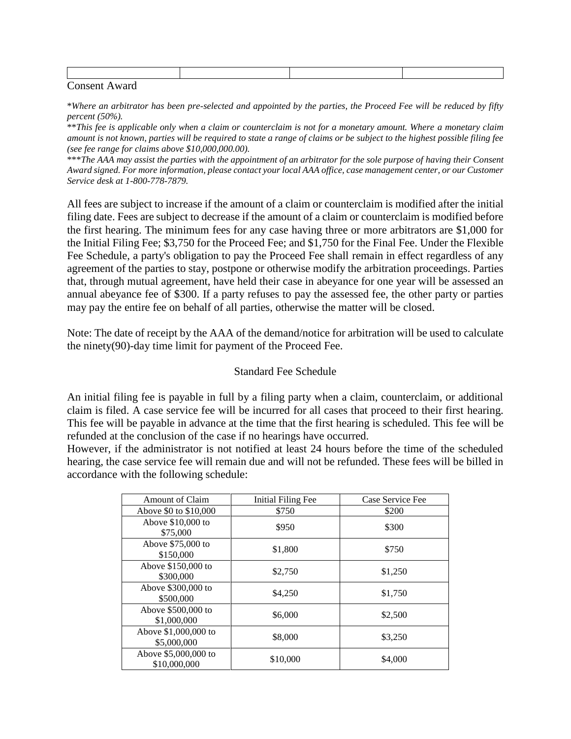| | | | |
|---|---|---|---|
| | | | |

Consent Award

*\*Where an arbitrator has been pre-selected and appointed by the parties, the Proceed Fee will be reduced by fifty percent (50%).*

*\*\*This fee is applicable only when a claim or counterclaim is not for a monetary amount. Where a monetary claim amount is not known, parties will be required to state a range of claims or be subject to the highest possible filing fee (see fee range for claims above $10,000,000.00).*

*\*\*\*The AAA may assist the parties with the appointment of an arbitrator for the sole purpose of having their Consent Award signed. For more information, please contact your local AAA office, case management center, or our Customer Service desk at 1-800-778-7879.*

All fees are subject to increase if the amount of a claim or counterclaim is modified after the initial filing date. Fees are subject to decrease if the amount of a claim or counterclaim is modified before the first hearing. The minimum fees for any case having three or more arbitrators are $1,000 for the Initial Filing Fee; $3,750 for the Proceed Fee; and $1,750 for the Final Fee. Under the Flexible Fee Schedule, a party's obligation to pay the Proceed Fee shall remain in effect regardless of any agreement of the parties to stay, postpone or otherwise modify the arbitration proceedings. Parties that, through mutual agreement, have held their case in abeyance for one year will be assessed an annual abeyance fee of $300. If a party refuses to pay the assessed fee, the other party or parties may pay the entire fee on behalf of all parties, otherwise the matter will be closed.

Note: The date of receipt by the AAA of the demand/notice for arbitration will be used to calculate the ninety(90)-day time limit for payment of the Proceed Fee.

## Standard Fee Schedule

An initial filing fee is payable in full by a filing party when a claim, counterclaim, or additional claim is filed. A case service fee will be incurred for all cases that proceed to their first hearing. This fee will be payable in advance at the time that the first hearing is scheduled. This fee will be refunded at the conclusion of the case if no hearings have occurred.

However, if the administrator is not notified at least 24 hours before the time of the scheduled hearing, the case service fee will remain due and will not be refunded. These fees will be billed in accordance with the following schedule:

| Amount of Claim | Initial Filing Fee | Case Service Fee |
|---|---|---|
| Above $0 to $10,000 | $750 | $200 |
| Above $10,000 to $75,000 | $950 | $300 |
| Above $75,000 to $150,000 | $1,800 | $750 |
| Above $150,000 to $300,000 | $2,750 | $1,250 |
| Above $300,000 to $500,000 | $4,250 | $1,750 |
| Above $500,000 to $1,000,000 | $6,000 | $2,500 |
| Above $1,000,000 to $5,000,000 | $8,000 | $3,250 |
| Above $5,000,000 to $10,000,000 | $10,000 | $4,000 |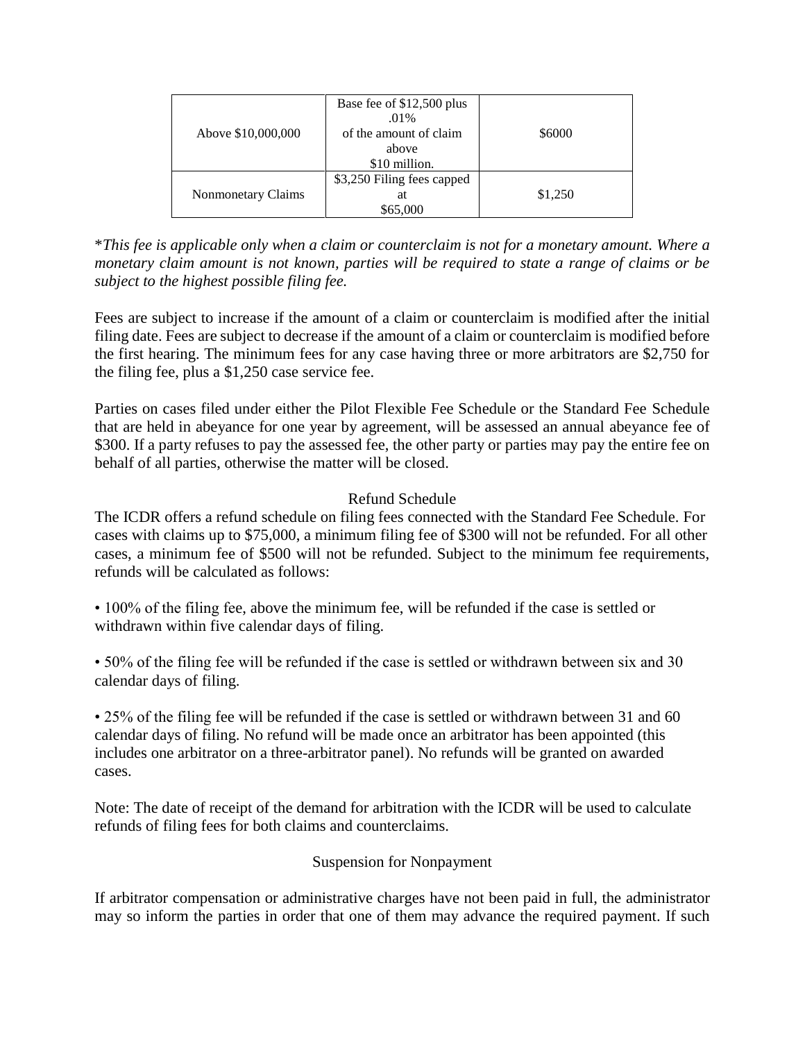| Above $10,000,000 | Base fee of $12,500 plus .01% of the amount of claim above $10 million. | $6000 |
|---|---|---|
| Nonmonetary Claims | $3,250 Filing fees capped at $65,000 | $1,250 |

**This fee is applicable only when a claim or counterclaim is not for a monetary amount. Where a monetary claim amount is not known, parties will be required to state a range of claims or be subject to the highest possible filing fee.*

Fees are subject to increase if the amount of a claim or counterclaim is modified after the initial filing date. Fees are subject to decrease if the amount of a claim or counterclaim is modified before the first hearing. The minimum fees for any case having three or more arbitrators are $2,750 for the filing fee, plus a $1,250 case service fee.

Parties on cases filed under either the Pilot Flexible Fee Schedule or the Standard Fee Schedule that are held in abeyance for one year by agreement, will be assessed an annual abeyance fee of $300. If a party refuses to pay the assessed fee, the other party or parties may pay the entire fee on behalf of all parties, otherwise the matter will be closed.

### Refund Schedule

The ICDR offers a refund schedule on filing fees connected with the Standard Fee Schedule. For cases with claims up to $75,000, a minimum filing fee of $300 will not be refunded. For all other cases, a minimum fee of $500 will not be refunded. Subject to the minimum fee requirements, refunds will be calculated as follows:

- 100% of the filing fee, above the minimum fee, will be refunded if the case is settled or withdrawn within five calendar days of filing.

- 50% of the filing fee will be refunded if the case is settled or withdrawn between six and 30 calendar days of filing.

- 25% of the filing fee will be refunded if the case is settled or withdrawn between 31 and 60 calendar days of filing. No refund will be made once an arbitrator has been appointed (this includes one arbitrator on a three-arbitrator panel). No refunds will be granted on awarded cases.

Note: The date of receipt of the demand for arbitration with the ICDR will be used to calculate refunds of filing fees for both claims and counterclaims.

### Suspension for Nonpayment

If arbitrator compensation or administrative charges have not been paid in full, the administrator may so inform the parties in order that one of them may advance the required payment. If such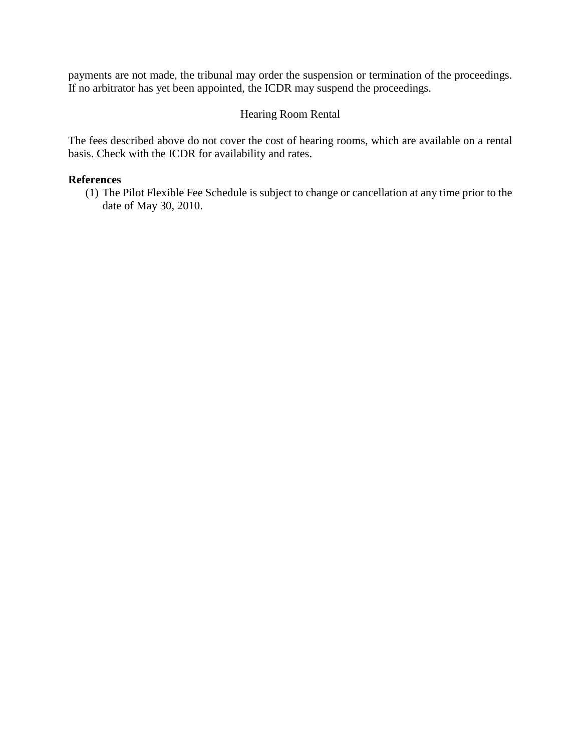payments are not made, the tribunal may order the suspension or termination of the proceedings. If no arbitrator has yet been appointed, the ICDR may suspend the proceedings.

## Hearing Room Rental

The fees described above do not cover the cost of hearing rooms, which are available on a rental basis. Check with the ICDR for availability and rates.

**References**

(1) The Pilot Flexible Fee Schedule is subject to change or cancellation at any time prior to the date of May 30, 2010.